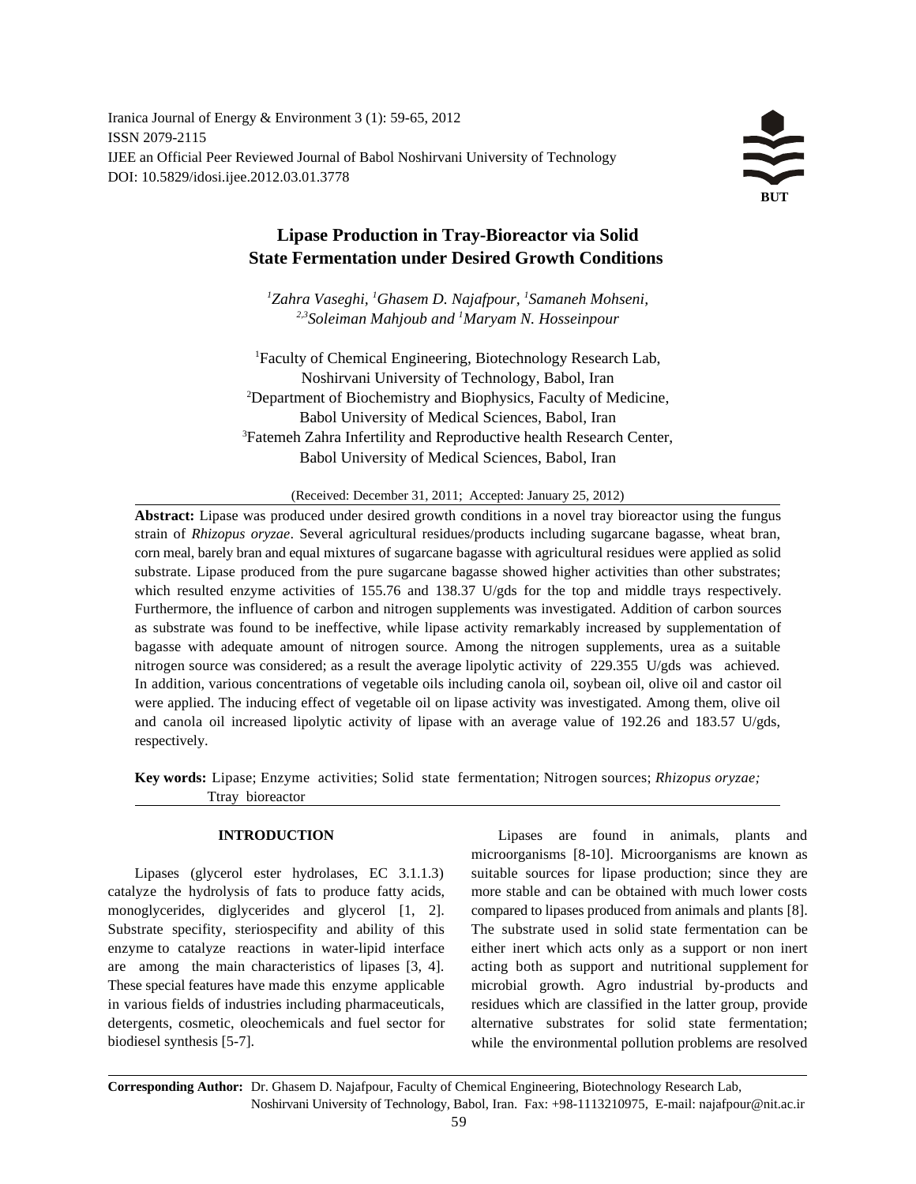# Lipase Production in Tray-Bioreactor via Solid State Fermentation under Desired Growth Conditions

*[1]Zahra Vaseghi, [1]Ghasem D. Najafpour, [1]Samaneh Mohseni, [2,3]Soleiman Mahjoub and [1]Maryam N. Hosseinpour*

[1]Faculty of Chemical Engineering, Biotechnology Research Lab, Noshirvani University of Technology, Babol, Iran
[2]Department of Biochemistry and Biophysics, Faculty of Medicine, Babol University of Medical Sciences, Babol, Iran
[3]Fatemeh Zahra Infertility and Reproductive health Research Center, Babol University of Medical Sciences, Babol, Iran

(Received: December 31, 2011; Accepted: January 25, 2012)

**Abstract:** Lipase was produced under desired growth conditions in a novel tray bioreactor using the fungus strain of *Rhizopus oryzae*. Several agricultural residues/products including sugarcane bagasse, wheat bran, corn meal, barely bran and equal mixtures of sugarcane bagasse with agricultural residues were applied as solid substrate. Lipase produced from the pure sugarcane bagasse showed higher activities than other substrates; which resulted enzyme activities of 155.76 and 138.37 U/gds for the top and middle trays respectively. Furthermore, the influence of carbon and nitrogen supplements was investigated. Addition of carbon sources as substrate was found to be ineffective, while lipase activity remarkably increased by supplementation of bagasse with adequate amount of nitrogen source. Among the nitrogen supplements, urea as a suitable nitrogen source was considered; as a result the average lipolytic activity of 229.355 U/gds was achieved. In addition, various concentrations of vegetable oils including canola oil, soybean oil, olive oil and castor oil were applied. The inducing effect of vegetable oil on lipase activity was investigated. Among them, olive oil and canola oil increased lipolytic activity of lipase with an average value of 192.26 and 183.57 U/gds, respectively.

**Key words:** Lipase; Enzyme activities; Solid state fermentation; Nitrogen sources; *Rhizopus oryzae;* Ttray bioreactor

## INTRODUCTION

Lipases (glycerol ester hydrolases, EC 3.1.1.3) catalyze the hydrolysis of fats to produce fatty acids, monoglycerides, diglycerides and glycerol [1, 2]. Substrate specifity, steriospecifity and ability of this enzyme to catalyze reactions in water-lipid interface are among the main characteristics of lipases [3, 4]. These special features have made this enzyme applicable in various fields of industries including pharmaceuticals, detergents, cosmetic, oleochemicals and fuel sector for biodiesel synthesis [5-7].

Lipases are found in animals, plants and microorganisms [8-10]. Microorganisms are known as suitable sources for lipase production; since they are more stable and can be obtained with much lower costs compared to lipases produced from animals and plants [8]. The substrate used in solid state fermentation can be either inert which acts only as a support or non inert acting both as support and nutritional supplement for microbial growth. Agro industrial by-products and residues which are classified in the latter group, provide alternative substrates for solid state fermentation; while the environmental pollution problems are resolved

**Corresponding Author:** Dr. Ghasem D. Najafpour, Faculty of Chemical Engineering, Biotechnology Research Lab, Noshirvani University of Technology, Babol, Iran. Fax: +98-1113210975, E-mail: najafpour@nit.ac.ir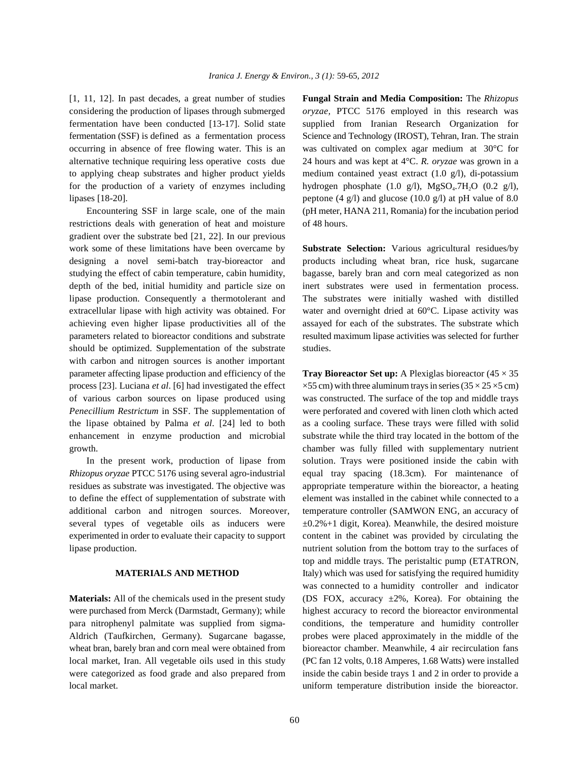[1, 11, 12]. In past decades, a great number of studies considering the production of lipases through submerged fermentation have been conducted [13-17]. Solid state fermentation (SSF) is defined as a fermentation process occurring in absence of free flowing water. This is an alternative technique requiring less operative costs due to applying cheap substrates and higher product yields for the production of a variety of enzymes including lipases [18-20].

Encountering SSF in large scale, one of the main restrictions deals with generation of heat and moisture gradient over the substrate bed [21, 22]. In our previous work some of these limitations have been overcame by designing a novel semi-batch tray-bioreactor and studying the effect of cabin temperature, cabin humidity, depth of the bed, initial humidity and particle size on lipase production. Consequently a thermotolerant and extracellular lipase with high activity was obtained. For achieving even higher lipase productivities all of the parameters related to bioreactor conditions and substrate should be optimized. Supplementation of the substrate with carbon and nitrogen sources is another important parameter affecting lipase production and efficiency of the process [23]. Luciana *et al*. [6] had investigated the effect of various carbon sources on lipase produced using *Penecillium Restrictum* in SSF. The supplementation of the lipase obtained by Palma *et al*. [24] led to both enhancement in enzyme production and microbial growth.

In the present work, production of lipase from *Rhizopus oryzae* PTCC 5176 using several agro-industrial residues as substrate was investigated. The objective was to define the effect of supplementation of substrate with additional carbon and nitrogen sources. Moreover, several types of vegetable oils as inducers were experimented in order to evaluate their capacity to support lipase production.

## MATERIALS AND METHOD

**Materials:** All of the chemicals used in the present study were purchased from Merck (Darmstadt, Germany); while para nitrophenyl palmitate was supplied from sigma-Aldrich (Taufkirchen, Germany). Sugarcane bagasse, wheat bran, barely bran and corn meal were obtained from local market, Iran. All vegetable oils used in this study were categorized as food grade and also prepared from local market.

**Fungal Strain and Media Composition:** The *Rhizopus oryzae*, PTCC 5176 employed in this research was supplied from Iranian Research Organization for Science and Technology (IROST), Tehran, Iran. The strain was cultivated on complex agar medium at 30°C for 24 hours and was kept at 4°C. *R. oryzae* was grown in a medium contained yeast extract (1.0 g/l), di-potassium hydrogen phosphate (1.0 g/l), $MgSO_4.7H_2O$ (0.2 g/l), peptone (4 g/l) and glucose (10.0 g/l) at pH value of 8.0 (pH meter, HANA 211, Romania) for the incubation period of 48 hours.

**Substrate Selection:** Various agricultural residues/by products including wheat bran, rice husk, sugarcane bagasse, barely bran and corn meal categorized as non inert substrates were used in fermentation process. The substrates were initially washed with distilled water and overnight dried at 60°C. Lipase activity was assayed for each of the substrates. The substrate which resulted maximum lipase activities was selected for further studies.

**Tray Bioreactor Set up:** A Plexiglas bioreactor ($45 \times 35 \times 55$ cm) with three aluminum trays in series ($35 \times 25 \times 5$ cm) was constructed. The surface of the top and middle trays were perforated and covered with linen cloth which acted as a cooling surface. These trays were filled with solid substrate while the third tray located in the bottom of the chamber was fully filled with supplementary nutrient solution. Trays were positioned inside the cabin with equal tray spacing (18.3cm). For maintenance of appropriate temperature within the bioreactor, a heating element was installed in the cabinet while connected to a temperature controller (SAMWON ENG, an accuracy of ±0.2%+1 digit, Korea). Meanwhile, the desired moisture content in the cabinet was provided by circulating the nutrient solution from the bottom tray to the surfaces of top and middle trays. The peristaltic pump (ETATRON, Italy) which was used for satisfying the required humidity was connected to a humidity controller and indicator (DS FOX, accuracy ±2%, Korea). For obtaining the highest accuracy to record the bioreactor environmental conditions, the temperature and humidity controller probes were placed approximately in the middle of the bioreactor chamber. Meanwhile, 4 air recirculation fans (PC fan 12 volts, 0.18 Amperes, 1.68 Watts) were installed inside the cabin beside trays 1 and 2 in order to provide a uniform temperature distribution inside the bioreactor.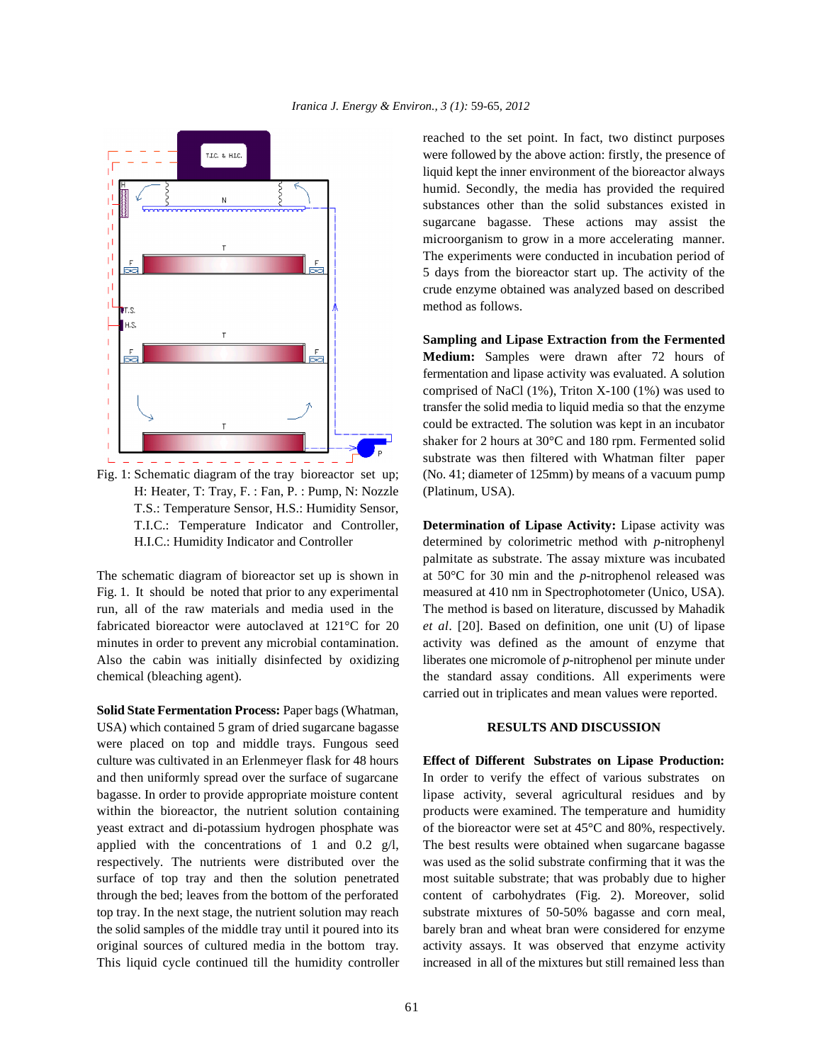Fig. 1: Schematic diagram of the tray bioreactor set up; H: Heater, T: Tray, F. : Fan, P. : Pump, N: Nozzle T.S.: Temperature Sensor, H.S.: Humidity Sensor, T.I.C.: Temperature Indicator and Controller, H.I.C.: Humidity Indicator and Controller

The schematic diagram of bioreactor set up is shown in Fig. 1. It should be noted that prior to any experimental run, all of the raw materials and media used in the fabricated bioreactor were autoclaved at 121°C for 20 minutes in order to prevent any microbial contamination. Also the cabin was initially disinfected by oxidizing chemical (bleaching agent).

**Solid State Fermentation Process:** Paper bags (Whatman, USA) which contained 5 gram of dried sugarcane bagasse were placed on top and middle trays. Fungous seed culture was cultivated in an Erlenmeyer flask for 48 hours and then uniformly spread over the surface of sugarcane bagasse. In order to provide appropriate moisture content within the bioreactor, the nutrient solution containing yeast extract and di-potassium hydrogen phosphate was applied with the concentrations of 1 and 0.2 g/l, respectively. The nutrients were distributed over the surface of top tray and then the solution penetrated through the bed; leaves from the bottom of the perforated top tray. In the next stage, the nutrient solution may reach the solid samples of the middle tray until it poured into its original sources of cultured media in the bottom tray. This liquid cycle continued till the humidity controller reached to the set point. In fact, two distinct purposes were followed by the above action: firstly, the presence of liquid kept the inner environment of the bioreactor always humid. Secondly, the media has provided the required substances other than the solid substances existed in sugarcane bagasse. These actions may assist the microorganism to grow in a more accelerating manner. The experiments were conducted in incubation period of 5 days from the bioreactor start up. The activity of the crude enzyme obtained was analyzed based on described method as follows.

**Sampling and Lipase Extraction from the Fermented Medium:** Samples were drawn after 72 hours of fermentation and lipase activity was evaluated. A solution comprised of NaCl (1%), Triton X-100 (1%) was used to transfer the solid media to liquid media so that the enzyme could be extracted. The solution was kept in an incubator shaker for 2 hours at 30°C and 180 rpm. Fermented solid substrate was then filtered with Whatman filter paper (No. 41; diameter of 125mm) by means of a vacuum pump (Platinum, USA).

**Determination of Lipase Activity:** Lipase activity was determined by colorimetric method with *p*-nitrophenyl palmitate as substrate. The assay mixture was incubated at 50°C for 30 min and the *p*-nitrophenol released was measured at 410 nm in Spectrophotometer (Unico, USA). The method is based on literature, discussed by Mahadik *et al*. [20]. Based on definition, one unit (U) of lipase activity was defined as the amount of enzyme that liberates one micromole of *p*-nitrophenol per minute under the standard assay conditions. All experiments were carried out in triplicates and mean values were reported.

## RESULTS AND DISCUSSION

**Effect of Different Substrates on Lipase Production:** In order to verify the effect of various substrates on lipase activity, several agricultural residues and by products were examined. The temperature and humidity of the bioreactor were set at 45°C and 80%, respectively. The best results were obtained when sugarcane bagasse was used as the solid substrate confirming that it was the most suitable substrate; that was probably due to higher content of carbohydrates (Fig. 2). Moreover, solid substrate mixtures of 50-50% bagasse and corn meal, barely bran and wheat bran were considered for enzyme activity assays. It was observed that enzyme activity increased in all of the mixtures but still remained less than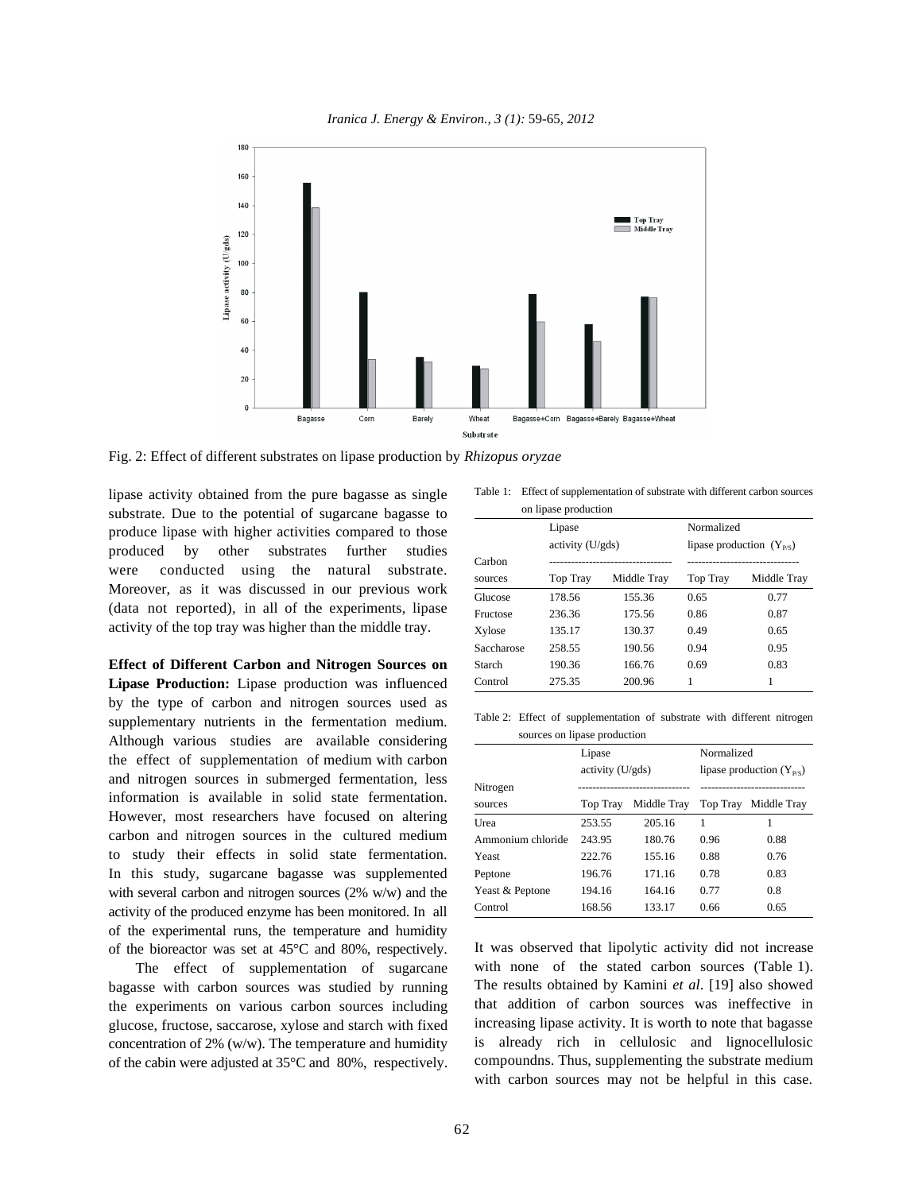Fig. 2: Effect of different substrates on lipase production by *Rhizopus oryzae*

lipase activity obtained from the pure bagasse as single substrate. Due to the potential of sugarcane bagasse to produce lipase with higher activities compared to those produced by other substrates further studies were conducted using the natural substrate. Moreover, as it was discussed in our previous work (data not reported), in all of the experiments, lipase activity of the top tray was higher than the middle tray.

**Effect of Different Carbon and Nitrogen Sources on Lipase Production:** Lipase production was influenced by the type of carbon and nitrogen sources used as supplementary nutrients in the fermentation medium. Although various studies are available considering the effect of supplementation of medium with carbon and nitrogen sources in submerged fermentation, less information is available in solid state fermentation. However, most researchers have focused on altering carbon and nitrogen sources in the cultured medium to study their effects in solid state fermentation. In this study, sugarcane bagasse was supplemented with several carbon and nitrogen sources (2% w/w) and the activity of the produced enzyme has been monitored. In all of the experimental runs, the temperature and humidity of the bioreactor was set at 45°C and 80%, respectively.

The effect of supplementation of sugarcane bagasse with carbon sources was studied by running the experiments on various carbon sources including glucose, fructose, saccarose, xylose and starch with fixed concentration of 2% (w/w). The temperature and humidity of the cabin were adjusted at 35°C and 80%, respectively.

Table 1: Effect of supplementation of substrate with different carbon sources on lipase production

| Carbon sources | Lipase activity (U/gds) | | Normalized lipase production ($Y_{P/S}$) | |
|---|---|---|---|---|
| | Top Tray | Middle Tray | Top Tray | Middle Tray |
| Glucose | 178.56 | 155.36 | 0.65 | 0.77 |
| Fructose | 236.36 | 175.56 | 0.86 | 0.87 |
| Xylose | 135.17 | 130.37 | 0.49 | 0.65 |
| Saccharose | 258.55 | 190.56 | 0.94 | 0.95 |
| Starch | 190.36 | 166.76 | 0.69 | 0.83 |
| Control | 275.35 | 200.96 | 1 | 1 |

Table 2: Effect of supplementation of substrate with different nitrogen sources on lipase production

| Nitrogen sources | Lipase activity (U/gds) | | Normalized lipase production ($Y_{P/S}$) | |
|---|---|---|---|---|
| | Top Tray | Middle Tray | Top Tray | Middle Tray |
| Urea | 253.55 | 205.16 | 1 | 1 |
| Ammonium chloride | 243.95 | 180.76 | 0.96 | 0.88 |
| Yeast | 222.76 | 155.16 | 0.88 | 0.76 |
| Peptone | 196.76 | 171.16 | 0.78 | 0.83 |
| Yeast & Peptone | 194.16 | 164.16 | 0.77 | 0.8 |
| Control | 168.56 | 133.17 | 0.66 | 0.65 |

It was observed that lipolytic activity did not increase with none of the stated carbon sources (Table 1). The results obtained by Kamini *et al*. [19] also showed that addition of carbon sources was ineffective in increasing lipase activity. It is worth to note that bagasse is already rich in cellulosic and lignocellulosic compoundns. Thus, supplementing the substrate medium with carbon sources may not be helpful in this case.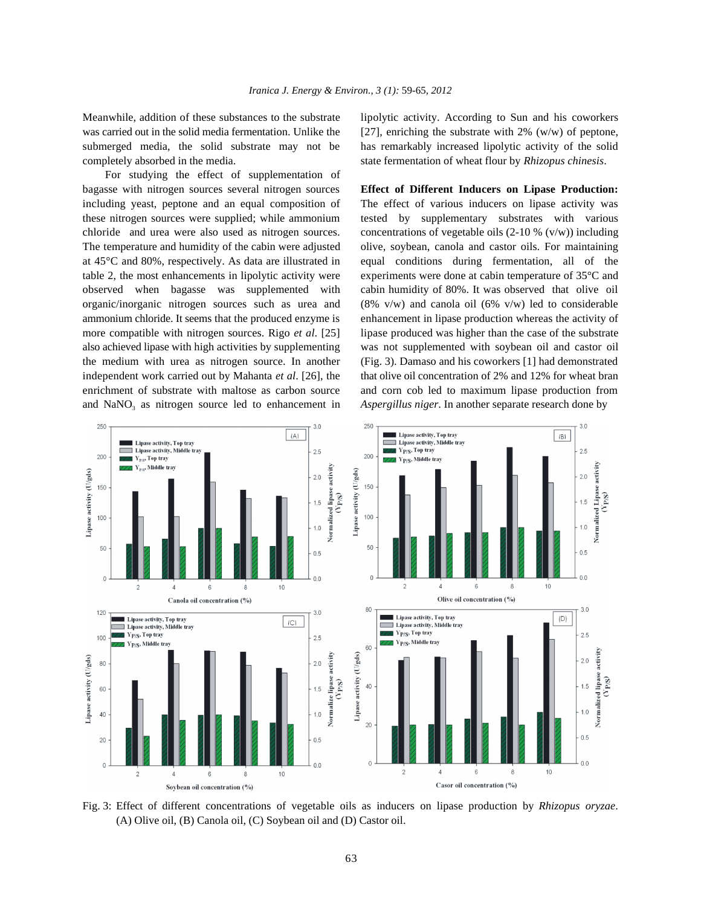Meanwhile, addition of these substances to the substrate was carried out in the solid media fermentation. Unlike the submerged media, the solid substrate may not be completely absorbed in the media.

For studying the effect of supplementation of bagasse with nitrogen sources several nitrogen sources including yeast, peptone and an equal composition of these nitrogen sources were supplied; while ammonium chloride and urea were also used as nitrogen sources. The temperature and humidity of the cabin were adjusted at 45°C and 80%, respectively. As data are illustrated in table 2, the most enhancements in lipolytic activity were observed when bagasse was supplemented with organic/inorganic nitrogen sources such as urea and ammonium chloride. It seems that the produced enzyme is more compatible with nitrogen sources. Rigo *et al*. [25] also achieved lipase with high activities by supplementing the medium with urea as nitrogen source. In another independent work carried out by Mahanta *et al*. [26], the enrichment of substrate with maltose as carbon source and $NaNO_3$ as nitrogen source led to enhancement in lipolytic activity. According to Sun and his coworkers [27], enriching the substrate with 2% (w/w) of peptone, has remarkably increased lipolytic activity of the solid state fermentation of wheat flour by *Rhizopus chinesis*.

**Effect of Different Inducers on Lipase Production:** The effect of various inducers on lipase activity was tested by supplementary substrates with various concentrations of vegetable oils (2-10 % (v/v)) including olive, soybean, canola and castor oils. For maintaining equal conditions during fermentation, all of the experiments were done at cabin temperature of 35°C and cabin humidity of 80%. It was observed that olive oil (8% v/v) and canola oil (6% v/v) led to considerable enhancement in lipase production whereas the activity of lipase produced was higher than the case of the substrate was not supplemented with soybean oil and castor oil (Fig. 3). Damaso and his coworkers [1] had demonstrated that olive oil concentration of 2% and 12% for wheat bran and corn cob led to maximum lipase production from *Aspergillus niger*. In another separate research done by

Fig. 3: Effect of different concentrations of vegetable oils as inducers on lipase production by *Rhizopus oryzae*. (A) Olive oil, (B) Canola oil, (C) Soybean oil and (D) Castor oil.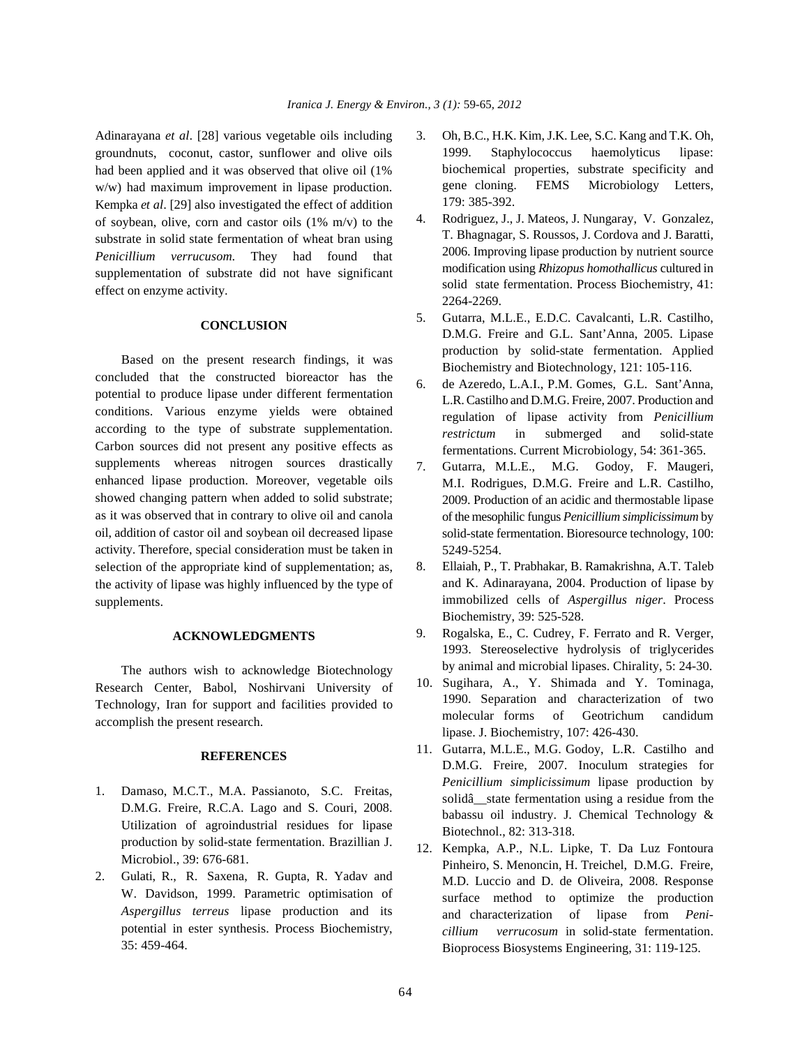Adinarayana *et al*. [28] various vegetable oils including groundnuts, coconut, castor, sunflower and olive oils had been applied and it was observed that olive oil (1% w/w) had maximum improvement in lipase production. Kempka *et al*. [29] also investigated the effect of addition of soybean, olive, corn and castor oils (1% m/v) to the substrate in solid state fermentation of wheat bran using *Penicillium verrucusom.* They had found that supplementation of substrate did not have significant effect on enzyme activity.

## CONCLUSION

Based on the present research findings, it was concluded that the constructed bioreactor has the potential to produce lipase under different fermentation conditions. Various enzyme yields were obtained according to the type of substrate supplementation. Carbon sources did not present any positive effects as supplements whereas nitrogen sources drastically enhanced lipase production. Moreover, vegetable oils showed changing pattern when added to solid substrate; as it was observed that in contrary to olive oil and canola oil, addition of castor oil and soybean oil decreased lipase activity. Therefore, special consideration must be taken in selection of the appropriate kind of supplementation; as, the activity of lipase was highly influenced by the type of supplements.

## ACKNOWLEDGMENTS

The authors wish to acknowledge Biotechnology Research Center, Babol, Noshirvani University of Technology, Iran for support and facilities provided to accomplish the present research.

## REFERENCES

1. Damaso, M.C.T., M.A. Passianoto, S.C. Freitas, D.M.G. Freire, R.C.A. Lago and S. Couri, 2008. Utilization of agroindustrial residues for lipase production by solid-state fermentation. Brazillian J. Microbiol., 39: 676-681.
2. Gulati, R., R. Saxena, R. Gupta, R. Yadav and W. Davidson, 1999. Parametric optimisation of *Aspergillus terreus* lipase production and its potential in ester synthesis. Process Biochemistry, 35: 459-464.
3. Oh, B.C., H.K. Kim, J.K. Lee, S.C. Kang and T.K. Oh, 1999. Staphylococcus haemolyticus lipase: biochemical properties, substrate specificity and gene cloning. FEMS Microbiology Letters, 179: 385-392.
4. Rodriguez, J., J. Mateos, J. Nungaray, V. Gonzalez, T. Bhagnagar, S. Roussos, J. Cordova and J. Baratti, 2006. Improving lipase production by nutrient source modification using *Rhizopus homothallicus* cultured in solid state fermentation. Process Biochemistry, 41: 2264-2269.
5. Gutarra, M.L.E., E.D.C. Cavalcanti, L.R. Castilho, D.M.G. Freire and G.L. Sant'Anna, 2005. Lipase production by solid-state fermentation. Applied Biochemistry and Biotechnology, 121: 105-116.
6. de Azeredo, L.A.I., P.M. Gomes, G.L. Sant'Anna, L.R. Castilho and D.M.G. Freire, 2007. Production and regulation of lipase activity from *Penicillium restrictum* in submerged and solid-state fermentations. Current Microbiology, 54: 361-365.
7. Gutarra, M.L.E., M.G. Godoy, F. Maugeri, M.I. Rodrigues, D.M.G. Freire and L.R. Castilho, 2009. Production of an acidic and thermostable lipase of the mesophilic fungus *Penicillium simplicissimum* by solid-state fermentation. Bioresource technology, 100: 5249-5254.
8. Ellaiah, P., T. Prabhakar, B. Ramakrishna, A.T. Taleb and K. Adinarayana, 2004. Production of lipase by immobilized cells of *Aspergillus niger*. Process Biochemistry, 39: 525-528.
9. Rogalska, E., C. Cudrey, F. Ferrato and R. Verger, 1993. Stereoselective hydrolysis of triglycerides by animal and microbial lipases. Chirality, 5: 24-30.
10. Sugihara, A., Y. Shimada and Y. Tominaga, 1990. Separation and characterization of two molecular forms of Geotrichum candidum lipase. J. Biochemistry, 107: 426-430.
11. Gutarra, M.L.E., M.G. Godoy, L.R. Castilho and D.M.G. Freire, 2007. Inoculum strategies for *Penicillium simplicissimum* lipase production by solidâ__state fermentation using a residue from the babassu oil industry. J. Chemical Technology & Biotechnol., 82: 313-318.
12. Kempka, A.P., N.L. Lipke, T. Da Luz Fontoura Pinheiro, S. Menoncin, H. Treichel, D.M.G. Freire, M.D. Luccio and D. de Oliveira, 2008. Response surface method to optimize the production and characterization of lipase from *Penicillium verrucosum* in solid-state fermentation. Bioprocess Biosystems Engineering, 31: 119-125.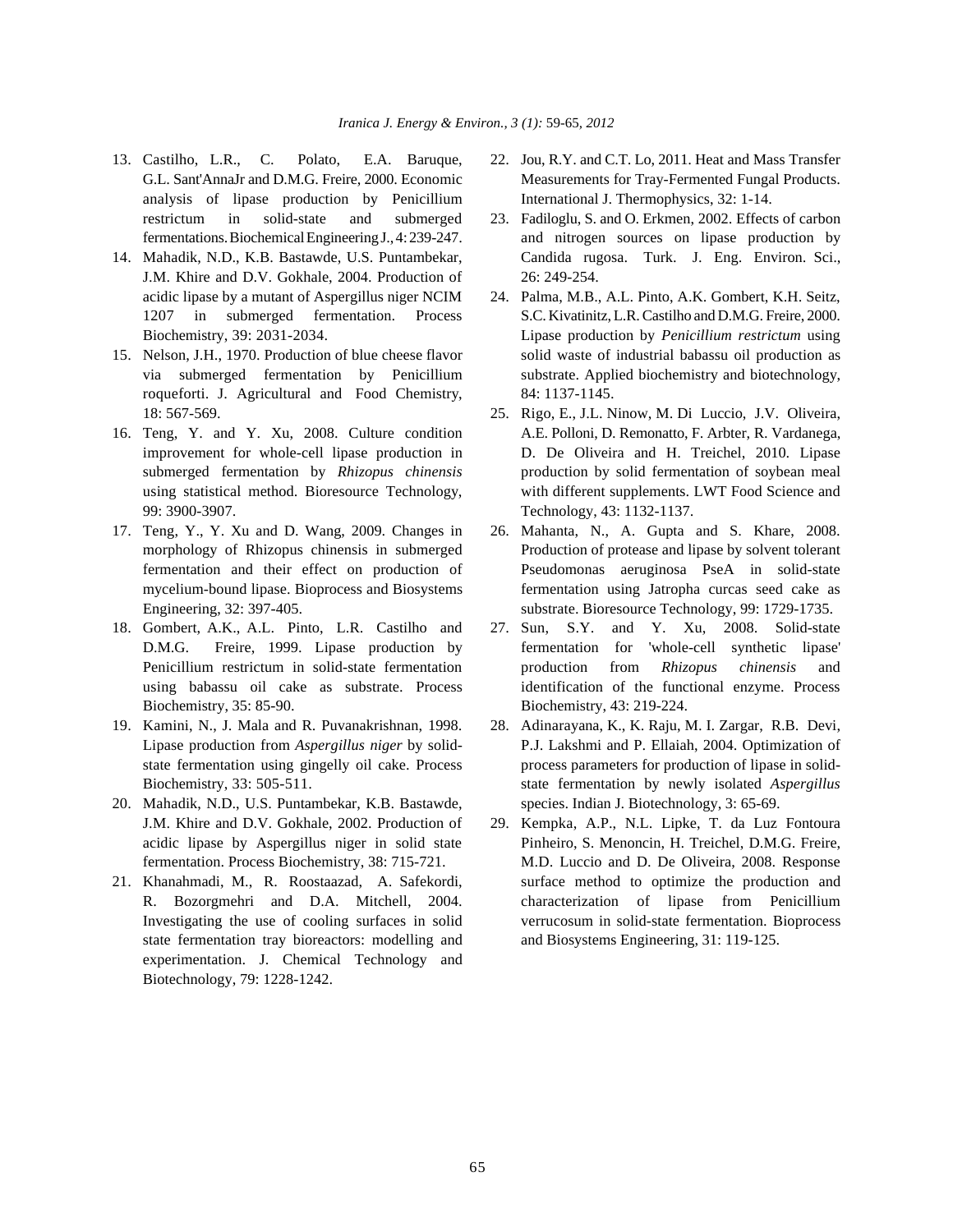13. Castilho, L.R., C. Polato, E.A. Baruque, G.L. Sant'AnnaJr and D.M.G. Freire, 2000. Economic analysis of lipase production by Penicillium restrictum in solid-state and submerged fermentations. Biochemical Engineering J., 4: 239-247.
14. Mahadik, N.D., K.B. Bastawde, U.S. Puntambekar, J.M. Khire and D.V. Gokhale, 2004. Production of acidic lipase by a mutant of Aspergillus niger NCIM 1207 in submerged fermentation. Process Biochemistry, 39: 2031-2034.
15. Nelson, J.H., 1970. Production of blue cheese flavor via submerged fermentation by Penicillium roqueforti. J. Agricultural and Food Chemistry, 18: 567-569.
16. Teng, Y. and Y. Xu, 2008. Culture condition improvement for whole-cell lipase production in submerged fermentation by *Rhizopus chinensis* using statistical method. Bioresource Technology, 99: 3900-3907.
17. Teng, Y., Y. Xu and D. Wang, 2009. Changes in morphology of Rhizopus chinensis in submerged fermentation and their effect on production of mycelium-bound lipase. Bioprocess and Biosystems Engineering, 32: 397-405.
18. Gombert, A.K., A.L. Pinto, L.R. Castilho and D.M.G. Freire, 1999. Lipase production by Penicillium restrictum in solid-state fermentation using babassu oil cake as substrate. Process Biochemistry, 35: 85-90.
19. Kamini, N., J. Mala and R. Puvanakrishnan, 1998. Lipase production from *Aspergillus niger* by solid-state fermentation using gingelly oil cake. Process Biochemistry, 33: 505-511.
20. Mahadik, N.D., U.S. Puntambekar, K.B. Bastawde, J.M. Khire and D.V. Gokhale, 2002. Production of acidic lipase by Aspergillus niger in solid state fermentation. Process Biochemistry, 38: 715-721.
21. Khanahmadi, M., R. Roostaazad, A. Safekordi, R. Bozorgmehri and D.A. Mitchell, 2004. Investigating the use of cooling surfaces in solid state fermentation tray bioreactors: modelling and experimentation. J. Chemical Technology and Biotechnology, 79: 1228-1242.
22. Jou, R.Y. and C.T. Lo, 2011. Heat and Mass Transfer Measurements for Tray-Fermented Fungal Products. International J. Thermophysics, 32: 1-14.
23. Fadiloglu, S. and O. Erkmen, 2002. Effects of carbon and nitrogen sources on lipase production by Candida rugosa. Turk. J. Eng. Environ. Sci., 26: 249-254.
24. Palma, M.B., A.L. Pinto, A.K. Gombert, K.H. Seitz, S.C. Kivatinitz, L.R. Castilho and D.M.G. Freire, 2000. Lipase production by *Penicillium restrictum* using solid waste of industrial babassu oil production as substrate. Applied biochemistry and biotechnology, 84: 1137-1145.
25. Rigo, E., J.L. Ninow, M. Di Luccio, J.V. Oliveira, A.E. Polloni, D. Remonatto, F. Arbter, R. Vardanega, D. De Oliveira and H. Treichel, 2010. Lipase production by solid fermentation of soybean meal with different supplements. LWT Food Science and Technology, 43: 1132-1137.
26. Mahanta, N., A. Gupta and S. Khare, 2008. Production of protease and lipase by solvent tolerant Pseudomonas aeruginosa PseA in solid-state fermentation using Jatropha curcas seed cake as substrate. Bioresource Technology, 99: 1729-1735.
27. Sun, S.Y. and Y. Xu, 2008. Solid-state fermentation for 'whole-cell synthetic lipase' production from *Rhizopus chinensis* and identification of the functional enzyme. Process Biochemistry, 43: 219-224.
28. Adinarayana, K., K. Raju, M. I. Zargar, R.B. Devi, P.J. Lakshmi and P. Ellaiah, 2004. Optimization of process parameters for production of lipase in solid-state fermentation by newly isolated *Aspergillus* species. Indian J. Biotechnology, 3: 65-69.
29. Kempka, A.P., N.L. Lipke, T. da Luz Fontoura Pinheiro, S. Menoncin, H. Treichel, D.M.G. Freire, M.D. Luccio and D. De Oliveira, 2008. Response surface method to optimize the production and characterization of lipase from Penicillium verrucosum in solid-state fermentation. Bioprocess and Biosystems Engineering, 31: 119-125.